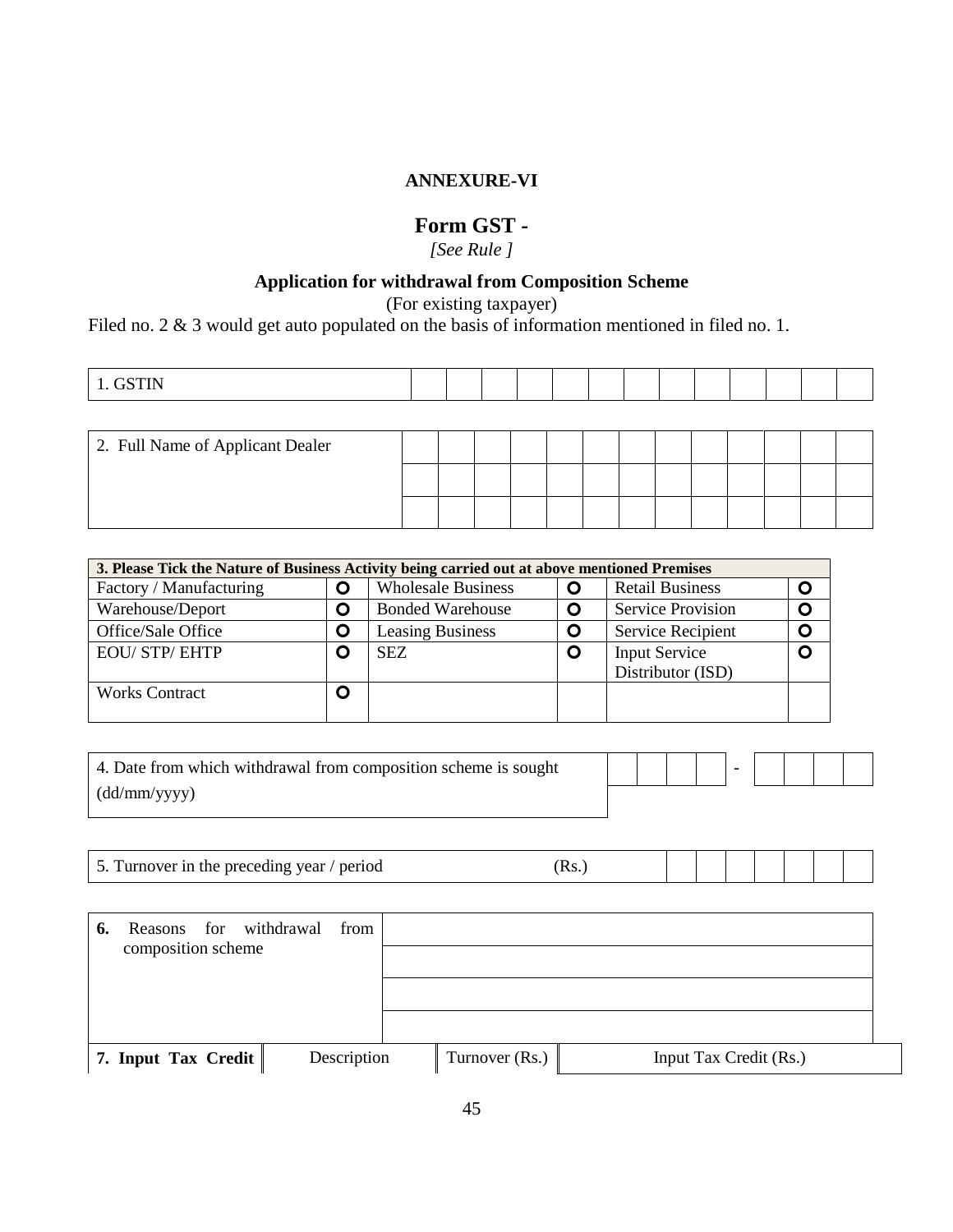**ANNEXURE-VI**

# Form GST -

*[See Rule ]*

## Application for withdrawal from Composition Scheme

(For existing taxpayer)

Filed no. 2 & 3 would get auto populated on the basis of information mentioned in filed no. 1.

| 1. GSTIN | | | | | | | | | | | | | | |
|---|---|---|---|---|---|---|---|---|---|---|---|---|---|---|

| 2. Full Name of Applicant Dealer | | | | | | | | | | | | | |
|---|---|---|---|---|---|---|---|---|---|---|---|---|---|
| | | | | | | | | | | | | | |
| | | | | | | | | | | | | | |

| **3. Please Tick the Nature of Business Activity being carried out at above mentioned Premises** | | | | | |
|---|---|---|---|---|---|
| Factory / Manufacturing | O | Wholesale Business | O | Retail Business | O |
| Warehouse/Deport | O | Bonded Warehouse | O | Service Provision | O |
| Office/Sale Office | O | Leasing Business | O | Service Recipient | O |
| EOU/ STP/ EHTP | O | SEZ | O | Input Service Distributor (ISD) | O |
| Works Contract | O | | | | |

| 4. Date from which withdrawal from composition scheme is sought (dd/mm/yyyy) | | | | | - | | | | |
|---|---|---|---|---|---|---|---|---|---|

| 5. Turnover in the preceding year / period | (Rs.) | | | | | | | |
|---|---|---|---|---|---|---|---|---|

| **6.** Reasons for withdrawal from composition scheme | |
|---|---|
| | |
| | |
| | |

| **7. Input Tax Credit** | Description | Turnover (Rs.) | Input Tax Credit (Rs.) |
|---|---|---|---|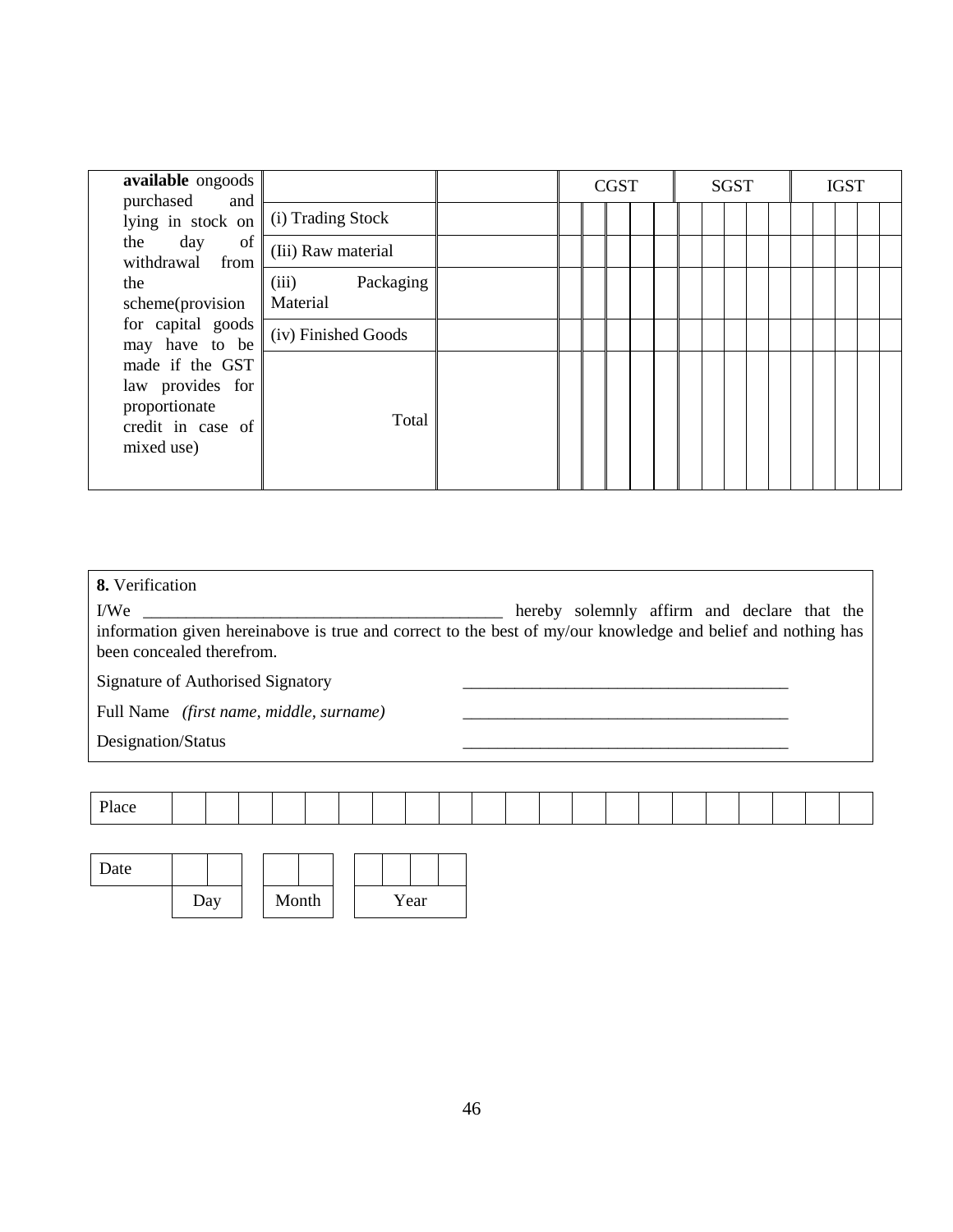| | | | CGST | | | | | SGST | | | | | IGST | | | | |
|---|---|---|---|---|---|---|---|---|---|---|---|---|---|---|---|---|---|
| **available** ongoods purchased and lying in stock on the day of withdrawal from the scheme(provision for capital goods may have to be made if the GST law provides for proportionate credit in case of mixed use) | (i) Trading Stock | | | | | | | | | | | | | | | | |
| | (Iii) Raw material | | | | | | | | | | | | | | | | |
| | (iii) Packaging Material | | | | | | | | | | | | | | | | |
| | (iv) Finished Goods | | | | | | | | | | | | | | | | |
| | Total | | | | | | | | | | | | | | | | |

**8.** Verification

I/We __________________________________________ hereby solemnly affirm and declare that the information given hereinabove is true and correct to the best of my/our knowledge and belief and nothing has been concealed therefrom.

Signature of Authorised Signatory ______________________________________

Full Name *(first name, middle, surname)* ______________________________________

Designation/Status ______________________________________

| Place | | | | | | | | | | | | | | | | | | | | | |
|---|---|---|---|---|---|---|---|---|---|---|---|---|---|---|---|---|---|---|---|---|---|

| Date | | | | | | | | |
|---|---|---|---|---|---|---|---|---|
| | Day | | Month | | Year | | | |